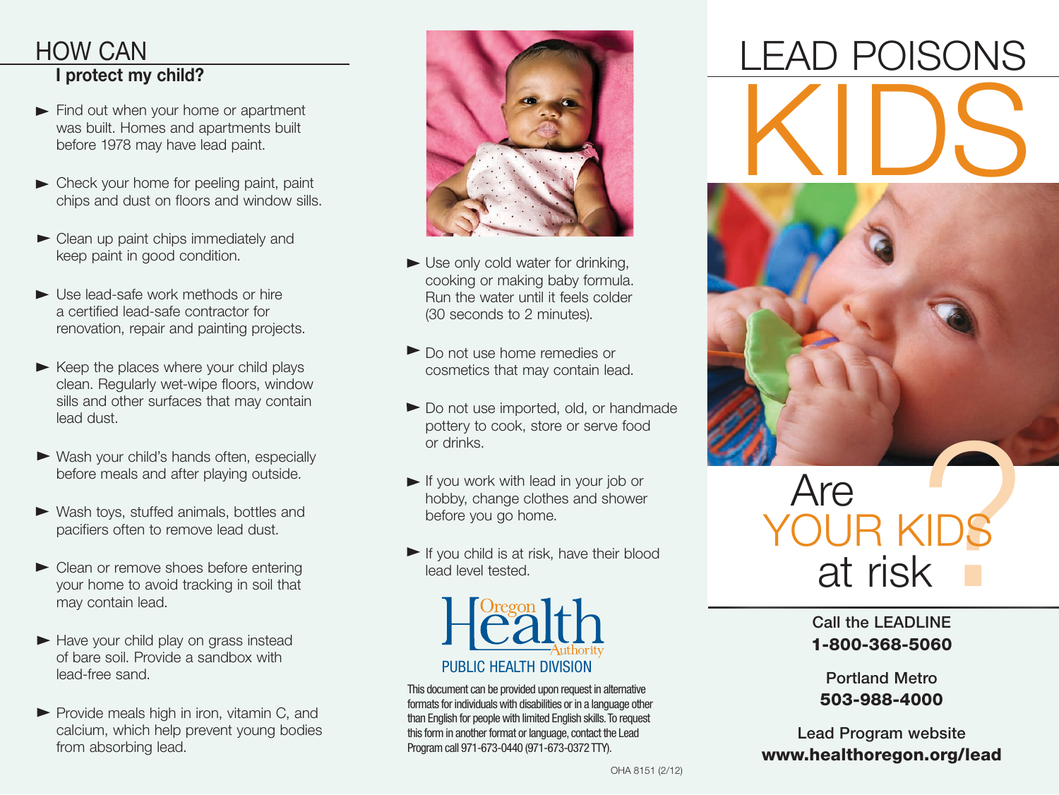# LEAD POISONS KIDS

## Are YOUR KIDS at risk?

Call the LEADLINE
**1-800-368-5060**

Portland Metro
**503-988-4000**

Lead Program website
**www.healthoregon.org/lead**

## HOW CAN I protect my child?

- Find out when your home or apartment was built. Homes and apartments built before 1978 may have lead paint.
- Check your home for peeling paint, paint chips and dust on floors and window sills.
- Clean up paint chips immediately and keep paint in good condition.
- Use lead-safe work methods or hire a certified lead-safe contractor for renovation, repair and painting projects.
- Keep the places where your child plays clean. Regularly wet-wipe floors, window sills and other surfaces that may contain lead dust.
- Wash your child's hands often, especially before meals and after playing outside.
- Wash toys, stuffed animals, bottles and pacifiers often to remove lead dust.
- Clean or remove shoes before entering your home to avoid tracking in soil that may contain lead.
- Have your child play on grass instead of bare soil. Provide a sandbox with lead-free sand.
- Provide meals high in iron, vitamin C, and calcium, which help prevent young bodies from absorbing lead.
- Use only cold water for drinking, cooking or making baby formula. Run the water until it feels colder (30 seconds to 2 minutes).
- Do not use home remedies or cosmetics that may contain lead.
- Do not use imported, old, or handmade pottery to cook, store or serve food or drinks.
- If you work with lead in your job or hobby, change clothes and shower before you go home.
- If you child is at risk, have their blood lead level tested.

Oregon Health Authority
PUBLIC HEALTH DIVISION

This document can be provided upon request in alternative formats for individuals with disabilities or in a language other than English for people with limited English skills. To request this form in another format or language, contact the Lead Program call 971-673-0440 (971-673-0372 TTY).

OHA 8151 (2/12)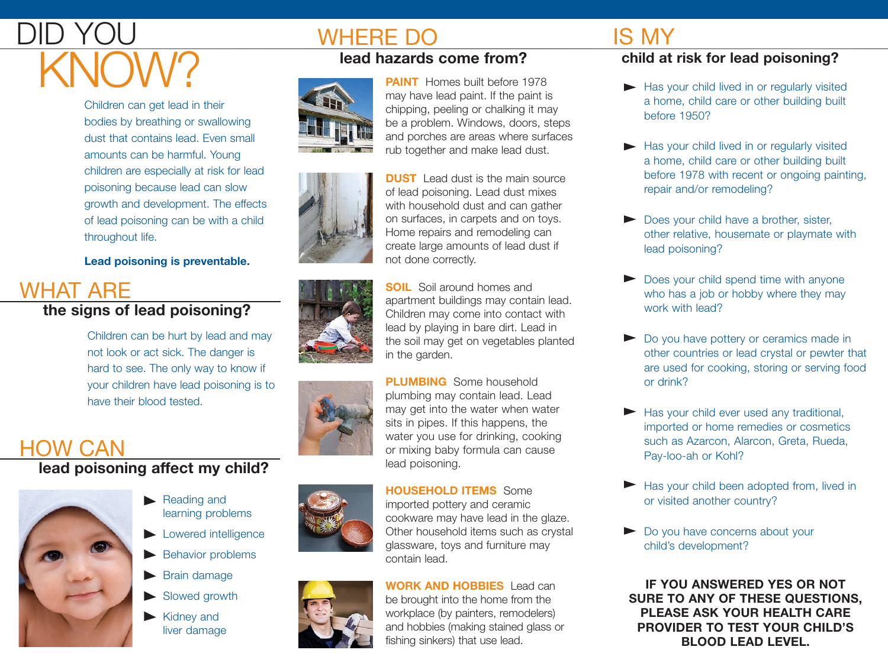# DID YOU KNOW?

Children can get lead in their bodies by breathing or swallowing dust that contains lead. Even small amounts can be harmful. Young children are especially at risk for lead poisoning because lead can slow growth and development. The effects of lead poisoning can be with a child throughout life.

**Lead poisoning is preventable.**

## WHAT ARE the signs of lead poisoning?

Children can be hurt by lead and may not look or act sick. The danger is hard to see. The only way to know if your children have lead poisoning is to have their blood tested.

## HOW CAN lead poisoning affect my child?

- Reading and learning problems
- Lowered intelligence
- Behavior problems
- Brain damage
- Slowed growth
- Kidney and liver damage

## WHERE DO lead hazards come from?

**PAINT** Homes built before 1978 may have lead paint. If the paint is chipping, peeling or chalking it may be a problem. Windows, doors, steps and porches are areas where surfaces rub together and make lead dust.

**DUST** Lead dust is the main source of lead poisoning. Lead dust mixes with household dust and can gather on surfaces, in carpets and on toys. Home repairs and remodeling can create large amounts of lead dust if not done correctly.

**SOIL** Soil around homes and apartment buildings may contain lead. Children may come into contact with lead by playing in bare dirt. Lead in the soil may get on vegetables planted in the garden.

**PLUMBING** Some household plumbing may contain lead. Lead may get into the water when water sits in pipes. If this happens, the water you use for drinking, cooking or mixing baby formula can cause lead poisoning.

**HOUSEHOLD ITEMS** Some imported pottery and ceramic cookware may have lead in the glaze. Other household items such as crystal glassware, toys and furniture may contain lead.

**WORK AND HOBBIES** Lead can be brought into the home from the workplace (by painters, remodelers) and hobbies (making stained glass or fishing sinkers) that use lead.

## IS MY child at risk for lead poisoning?

- Has your child lived in or regularly visited a home, child care or other building built before 1950?
- Has your child lived in or regularly visited a home, child care or other building built before 1978 with recent or ongoing painting, repair and/or remodeling?
- Does your child have a brother, sister, other relative, housemate or playmate with lead poisoning?
- Does your child spend time with anyone who has a job or hobby where they may work with lead?
- Do you have pottery or ceramics made in other countries or lead crystal or pewter that are used for cooking, storing or serving food or drink?
- Has your child ever used any traditional, imported or home remedies or cosmetics such as Azarcon, Alarcon, Greta, Rueda, Pay-loo-ah or Kohl?
- Has your child been adopted from, lived in or visited another country?
- Do you have concerns about your child's development?

**IF YOU ANSWERED YES OR NOT SURE TO ANY OF THESE QUESTIONS, PLEASE ASK YOUR HEALTH CARE PROVIDER TO TEST YOUR CHILD'S BLOOD LEAD LEVEL.**